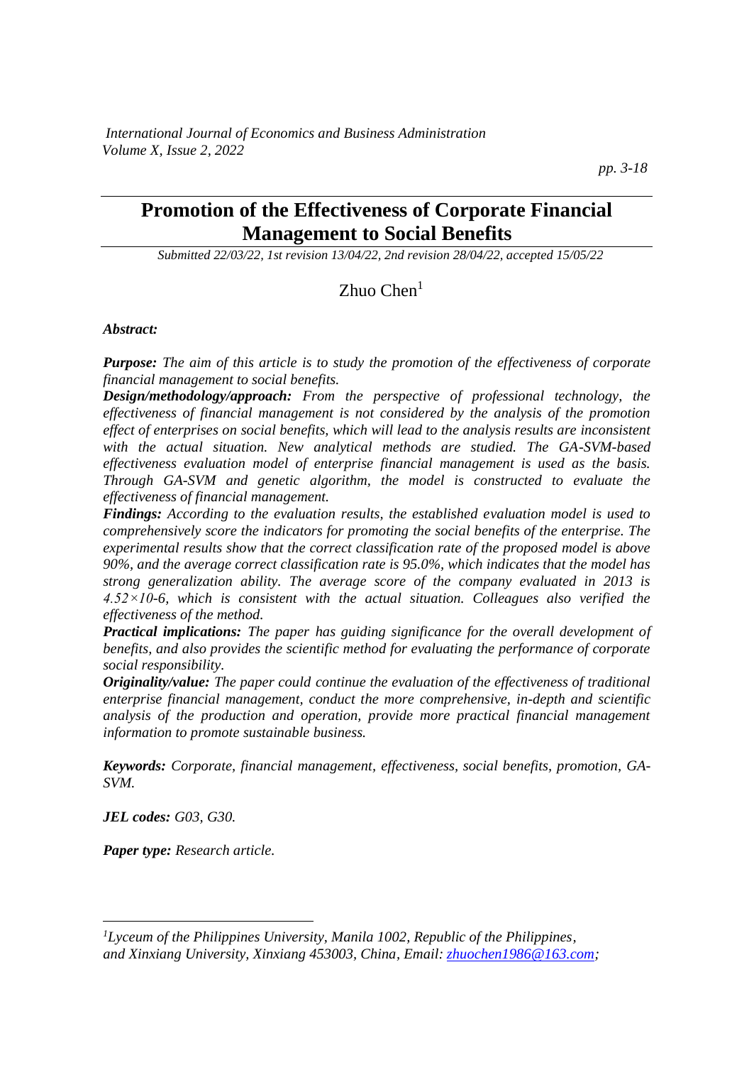# Promotion of the Effectiveness of Corporate Financial Management to Social Benefits

*Submitted 22/03/22, 1st revision 13/04/22, 2nd revision 28/04/22, accepted 15/05/22*

Zhuo Chen[1]

***Abstract:***

***Purpose:*** *The aim of this article is to study the promotion of the effectiveness of corporate financial management to social benefits.*

***Design/methodology/approach:*** *From the perspective of professional technology, the effectiveness of financial management is not considered by the analysis of the promotion effect of enterprises on social benefits, which will lead to the analysis results are inconsistent with the actual situation. New analytical methods are studied. The GA-SVM-based effectiveness evaluation model of enterprise financial management is used as the basis. Through GA-SVM and genetic algorithm, the model is constructed to evaluate the effectiveness of financial management.*

***Findings:*** *According to the evaluation results, the established evaluation model is used to comprehensively score the indicators for promoting the social benefits of the enterprise. The experimental results show that the correct classification rate of the proposed model is above 90%, and the average correct classification rate is 95.0%, which indicates that the model has strong generalization ability. The average score of the company evaluated in 2013 is 4.52×10-6, which is consistent with the actual situation. Colleagues also verified the effectiveness of the method.*

***Practical implications:*** *The paper has guiding significance for the overall development of benefits, and also provides the scientific method for evaluating the performance of corporate social responsibility.*

***Originality/value:*** *The paper could continue the evaluation of the effectiveness of traditional enterprise financial management, conduct the more comprehensive, in-depth and scientific analysis of the production and operation, provide more practical financial management information to promote sustainable business.*

***Keywords:*** *Corporate, financial management, effectiveness, social benefits, promotion, GA-SVM.*

***JEL codes:*** *G03, G30.*

***Paper type:*** *Research article.*

---

*[1]Lyceum of the Philippines University, Manila 1002, Republic of the Philippines, and Xinxiang University, Xinxiang 453003, China, Email: zhuochen1986@163.com;*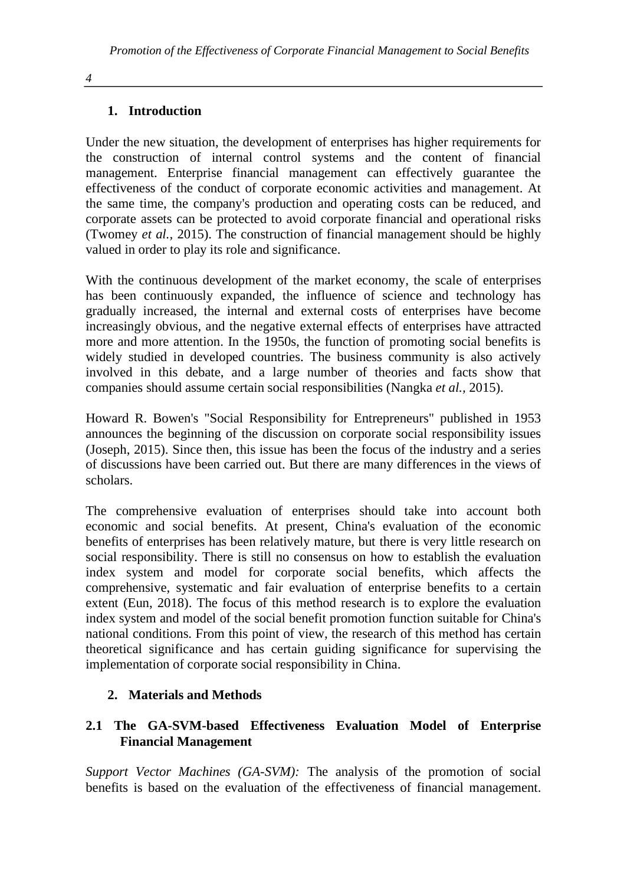## 1. Introduction

Under the new situation, the development of enterprises has higher requirements for the construction of internal control systems and the content of financial management. Enterprise financial management can effectively guarantee the effectiveness of the conduct of corporate economic activities and management. At the same time, the company's production and operating costs can be reduced, and corporate assets can be protected to avoid corporate financial and operational risks (Twomey *et al.,* 2015). The construction of financial management should be highly valued in order to play its role and significance.

With the continuous development of the market economy, the scale of enterprises has been continuously expanded, the influence of science and technology has gradually increased, the internal and external costs of enterprises have become increasingly obvious, and the negative external effects of enterprises have attracted more and more attention. In the 1950s, the function of promoting social benefits is widely studied in developed countries. The business community is also actively involved in this debate, and a large number of theories and facts show that companies should assume certain social responsibilities (Nangka *et al.,* 2015).

Howard R. Bowen's "Social Responsibility for Entrepreneurs" published in 1953 announces the beginning of the discussion on corporate social responsibility issues (Joseph, 2015). Since then, this issue has been the focus of the industry and a series of discussions have been carried out. But there are many differences in the views of scholars.

The comprehensive evaluation of enterprises should take into account both economic and social benefits. At present, China's evaluation of the economic benefits of enterprises has been relatively mature, but there is very little research on social responsibility. There is still no consensus on how to establish the evaluation index system and model for corporate social benefits, which affects the comprehensive, systematic and fair evaluation of enterprise benefits to a certain extent (Eun, 2018). The focus of this method research is to explore the evaluation index system and model of the social benefit promotion function suitable for China's national conditions. From this point of view, the research of this method has certain theoretical significance and has certain guiding significance for supervising the implementation of corporate social responsibility in China.

## 2. Materials and Methods

### 2.1 The GA-SVM-based Effectiveness Evaluation Model of Enterprise Financial Management

*Support Vector Machines (GA-SVM):* The analysis of the promotion of social benefits is based on the evaluation of the effectiveness of financial management.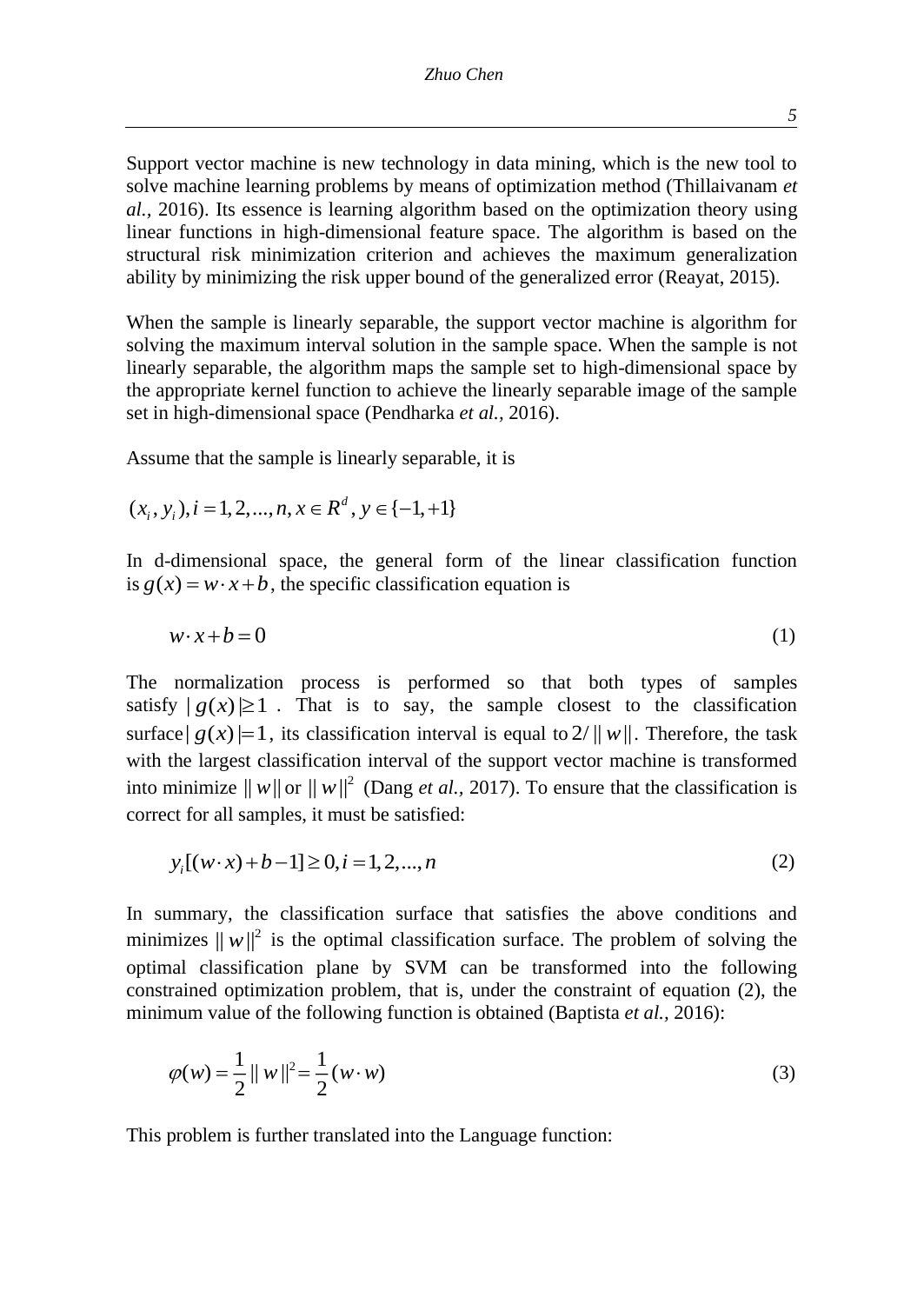Support vector machine is new technology in data mining, which is the new tool to solve machine learning problems by means of optimization method (Thillaivanam *et al.*, 2016). Its essence is learning algorithm based on the optimization theory using linear functions in high-dimensional feature space. The algorithm is based on the structural risk minimization criterion and achieves the maximum generalization ability by minimizing the risk upper bound of the generalized error (Reayat, 2015).

When the sample is linearly separable, the support vector machine is algorithm for solving the maximum interval solution in the sample space. When the sample is not linearly separable, the algorithm maps the sample set to high-dimensional space by the appropriate kernel function to achieve the linearly separable image of the sample set in high-dimensional space (Pendharka *et al.*, 2016).

Assume that the sample is linearly separable, it is

$(x_i, y_i), i = 1, 2, ..., n, x \in R^d, y \in \{-1, +1\}$

In d-dimensional space, the general form of the linear classification function is $g(x) = w \cdot x + b$, the specific classification equation is

$$w \cdot x + b = 0 \tag{1}$$

The normalization process is performed so that both types of samples satisfy $|g(x)| \geq 1$. That is to say, the sample closest to the classification surface $|g(x)| = 1$, its classification interval is equal to $2/\|w\|$. Therefore, the task with the largest classification interval of the support vector machine is transformed into minimize $\|w\|$ or $\|w\|^2$ (Dang *et al.*, 2017). To ensure that the classification is correct for all samples, it must be satisfied:

$$y_i[(w \cdot x) + b - 1] \geq 0, i = 1, 2, ..., n \tag{2}$$

In summary, the classification surface that satisfies the above conditions and minimizes $\|w\|^2$ is the optimal classification surface. The problem of solving the optimal classification plane by SVM can be transformed into the following constrained optimization problem, that is, under the constraint of equation (2), the minimum value of the following function is obtained (Baptista *et al.*, 2016):

$$\varphi(w) = \frac{1}{2}\|w\|^2 = \frac{1}{2}(w \cdot w) \tag{3}$$

This problem is further translated into the Language function: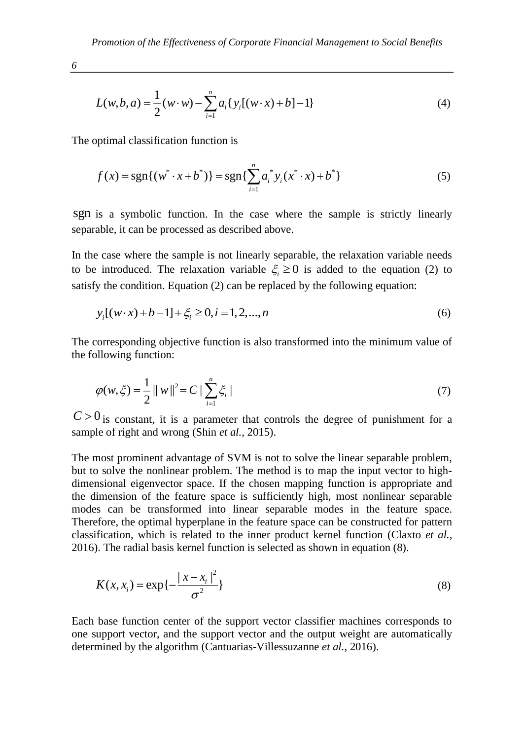$$L(w,b,a) = \frac{1}{2}(w \cdot w) - \sum_{i=1}^{n} a_i \{ y_i [(w \cdot x) + b] - 1 \} \tag{4}$$

The optimal classification function is

$$f(x) = \text{sgn}\{(w^* \cdot x + b^*)\} = \text{sgn}\{\sum_{i=1}^{n} a_i^* y_i (x^* \cdot x) + b^*\} \tag{5}$$

sgn is a symbolic function. In the case where the sample is strictly linearly separable, it can be processed as described above.

In the case where the sample is not linearly separable, the relaxation variable needs to be introduced. The relaxation variable $\xi_i \geq 0$ is added to the equation (2) to satisfy the condition. Equation (2) can be replaced by the following equation:

$$y_i[(w \cdot x) + b - 1] + \xi_i \geq 0, i = 1, 2, ..., n \tag{6}$$

The corresponding objective function is also transformed into the minimum value of the following function:

$$\varphi(w, \xi) = \frac{1}{2} \| w \|^2 = C \mid \sum_{i=1}^{n} \xi_i \mid \tag{7}$$

$C > 0$ is constant, it is a parameter that controls the degree of punishment for a sample of right and wrong (Shin *et al.*, 2015).

The most prominent advantage of SVM is not to solve the linear separable problem, but to solve the nonlinear problem. The method is to map the input vector to high-dimensional eigenvector space. If the chosen mapping function is appropriate and the dimension of the feature space is sufficiently high, most nonlinear separable modes can be transformed into linear separable modes in the feature space. Therefore, the optimal hyperplane in the feature space can be constructed for pattern classification, which is related to the inner product kernel function (Claxto *et al.*, 2016). The radial basis kernel function is selected as shown in equation (8).

$$K(x, x_i) = \exp\{-\frac{|x - x_i|^2}{\sigma^2}\} \tag{8}$$

Each base function center of the support vector classifier machines corresponds to one support vector, and the support vector and the output weight are automatically determined by the algorithm (Cantuarias-Villessuzanne *et al.*, 2016).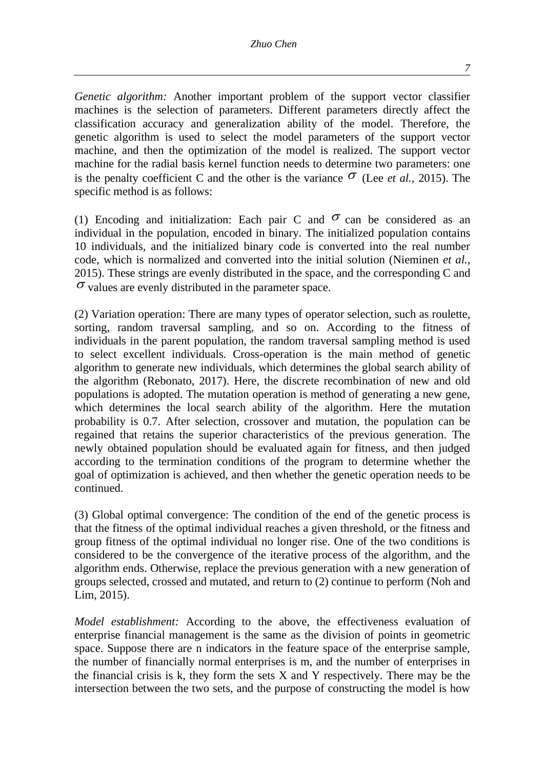*Genetic algorithm:* Another important problem of the support vector classifier machines is the selection of parameters. Different parameters directly affect the classification accuracy and generalization ability of the model. Therefore, the genetic algorithm is used to select the model parameters of the support vector machine, and then the optimization of the model is realized. The support vector machine for the radial basis kernel function needs to determine two parameters: one is the penalty coefficient C and the other is the variance $\sigma$ (Lee *et al.,* 2015). The specific method is as follows:

(1) Encoding and initialization: Each pair C and $\sigma$ can be considered as an individual in the population, encoded in binary. The initialized population contains 10 individuals, and the initialized binary code is converted to the real number code, which is normalized and converted into the initial solution (Nieminen *et al.*, 2015). These strings are evenly distributed in the space, and the corresponding C and $\sigma$ values are evenly distributed in the parameter space.

(2) Variation operation: There are many types of operator selection, such as roulette, sorting, random traversal sampling, and so on. According to the fitness of individuals in the parent population, the random traversal sampling method is used to select excellent individuals. Cross-operation is the main method of genetic algorithm to generate new individuals, which determines the global search ability of the algorithm (Rebonato, 2017). Here, the discrete recombination of new and old populations is adopted. The mutation operation is method of generating a new gene, which determines the local search ability of the algorithm. Here the mutation probability is 0.7. After selection, crossover and mutation, the population can be regained that retains the superior characteristics of the previous generation. The newly obtained population should be evaluated again for fitness, and then judged according to the termination conditions of the program to determine whether the goal of optimization is achieved, and then whether the genetic operation needs to be continued.

(3) Global optimal convergence: The condition of the end of the genetic process is that the fitness of the optimal individual reaches a given threshold, or the fitness and group fitness of the optimal individual no longer rise. One of the two conditions is considered to be the convergence of the iterative process of the algorithm, and the algorithm ends. Otherwise, replace the previous generation with a new generation of groups selected, crossed and mutated, and return to (2) continue to perform (Noh and Lim, 2015).

*Model establishment:* According to the above, the effectiveness evaluation of enterprise financial management is the same as the division of points in geometric space. Suppose there are n indicators in the feature space of the enterprise sample, the number of financially normal enterprises is m, and the number of enterprises in the financial crisis is k, they form the sets X and Y respectively. There may be the intersection between the two sets, and the purpose of constructing the model is how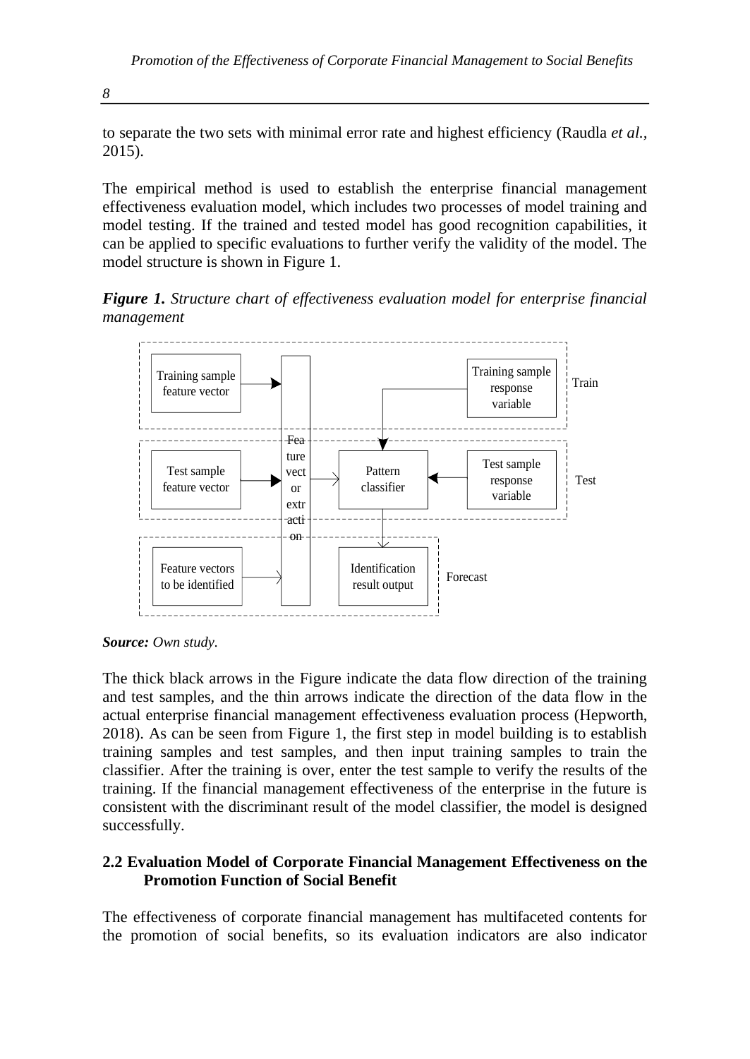to separate the two sets with minimal error rate and highest efficiency (Raudla *et al.*, 2015).

The empirical method is used to establish the enterprise financial management effectiveness evaluation model, which includes two processes of model training and model testing. If the trained and tested model has good recognition capabilities, it can be applied to specific evaluations to further verify the validity of the model. The model structure is shown in Figure 1.

***Figure 1.*** *Structure chart of effectiveness evaluation model for enterprise financial management*

***Source:*** *Own study.*

The thick black arrows in the Figure indicate the data flow direction of the training and test samples, and the thin arrows indicate the direction of the data flow in the actual enterprise financial management effectiveness evaluation process (Hepworth, 2018). As can be seen from Figure 1, the first step in model building is to establish training samples and test samples, and then input training samples to train the classifier. After the training is over, enter the test sample to verify the results of the training. If the financial management effectiveness of the enterprise in the future is consistent with the discriminant result of the model classifier, the model is designed successfully.

### 2.2 Evaluation Model of Corporate Financial Management Effectiveness on the Promotion Function of Social Benefit

The effectiveness of corporate financial management has multifaceted contents for the promotion of social benefits, so its evaluation indicators are also indicator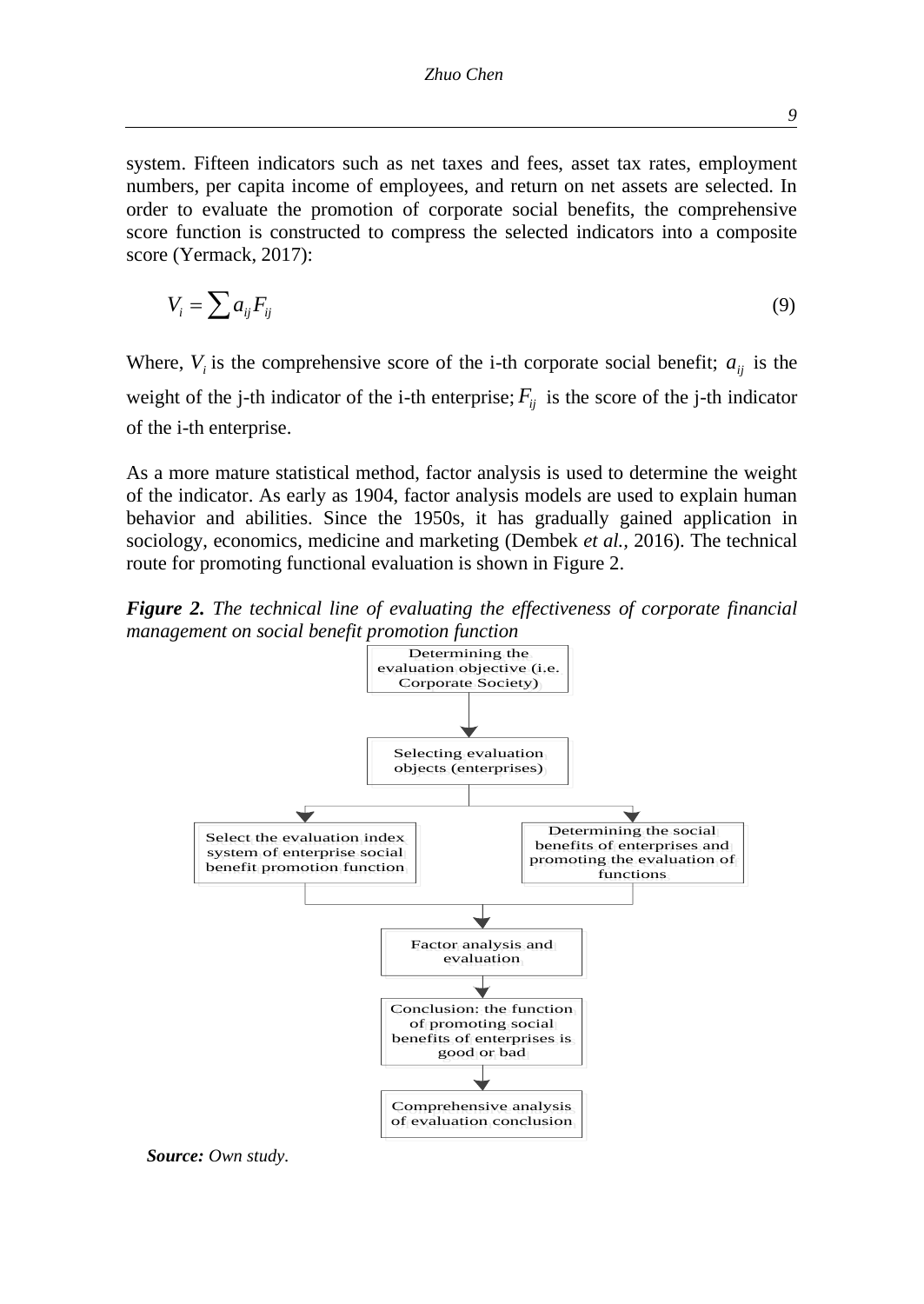system. Fifteen indicators such as net taxes and fees, asset tax rates, employment numbers, per capita income of employees, and return on net assets are selected. In order to evaluate the promotion of corporate social benefits, the comprehensive score function is constructed to compress the selected indicators into a composite score (Yermack, 2017):

$$V_i = \sum a_{ij} F_{ij} \tag{9}$$

Where, $V_i$ is the comprehensive score of the i-th corporate social benefit; $a_{ij}$ is the weight of the j-th indicator of the i-th enterprise; $F_{ij}$ is the score of the j-th indicator of the i-th enterprise.

As a more mature statistical method, factor analysis is used to determine the weight of the indicator. As early as 1904, factor analysis models are used to explain human behavior and abilities. Since the 1950s, it has gradually gained application in sociology, economics, medicine and marketing (Dembek *et al.*, 2016). The technical route for promoting functional evaluation is shown in Figure 2.

***Figure 2.*** *The technical line of evaluating the effectiveness of corporate financial management on social benefit promotion function*

Determining the evaluation objective (i.e. Corporate Society)

Selecting evaluation objects (enterprises)

Select the evaluation index system of enterprise social benefit promotion function

Determining the social benefits of enterprises and promoting the evaluation of functions

Factor analysis and evaluation

Conclusion: the function of promoting social benefits of enterprises is good or bad

Comprehensive analysis of evaluation conclusion

***Source:*** *Own study.*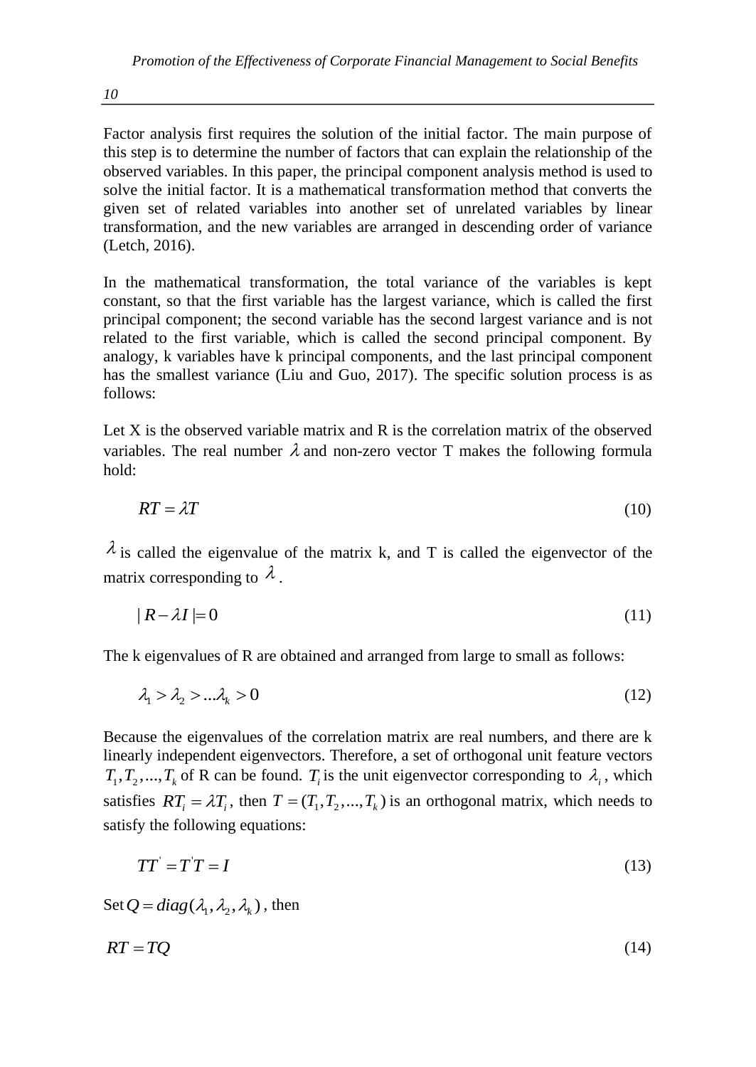Factor analysis first requires the solution of the initial factor. The main purpose of this step is to determine the number of factors that can explain the relationship of the observed variables. In this paper, the principal component analysis method is used to solve the initial factor. It is a mathematical transformation method that converts the given set of related variables into another set of unrelated variables by linear transformation, and the new variables are arranged in descending order of variance (Letch, 2016).

In the mathematical transformation, the total variance of the variables is kept constant, so that the first variable has the largest variance, which is called the first principal component; the second variable has the second largest variance and is not related to the first variable, which is called the second principal component. By analogy, k variables have k principal components, and the last principal component has the smallest variance (Liu and Guo, 2017). The specific solution process is as follows:

Let X is the observed variable matrix and R is the correlation matrix of the observed variables. The real number $\lambda$ and non-zero vector T makes the following formula hold:

$$RT = \lambda T \tag{10}$$

$\lambda$ is called the eigenvalue of the matrix k, and T is called the eigenvector of the matrix corresponding to $\lambda$.

$$|R - \lambda I| = 0 \tag{11}$$

The k eigenvalues of R are obtained and arranged from large to small as follows:

$$\lambda_1 > \lambda_2 > ...\lambda_k > 0 \tag{12}$$

Because the eigenvalues of the correlation matrix are real numbers, and there are k linearly independent eigenvectors. Therefore, a set of orthogonal unit feature vectors $T_1, T_2, ..., T_k$ of R can be found. $T_i$ is the unit eigenvector corresponding to $\lambda_i$, which satisfies $RT_i = \lambda T_i$, then $T = (T_1, T_2, ..., T_k)$ is an orthogonal matrix, which needs to satisfy the following equations:

$$TT' = T'T = I \tag{13}$$

Set $Q = diag(\lambda_1, \lambda_2, \lambda_k)$, then

$$RT = TQ \tag{14}$$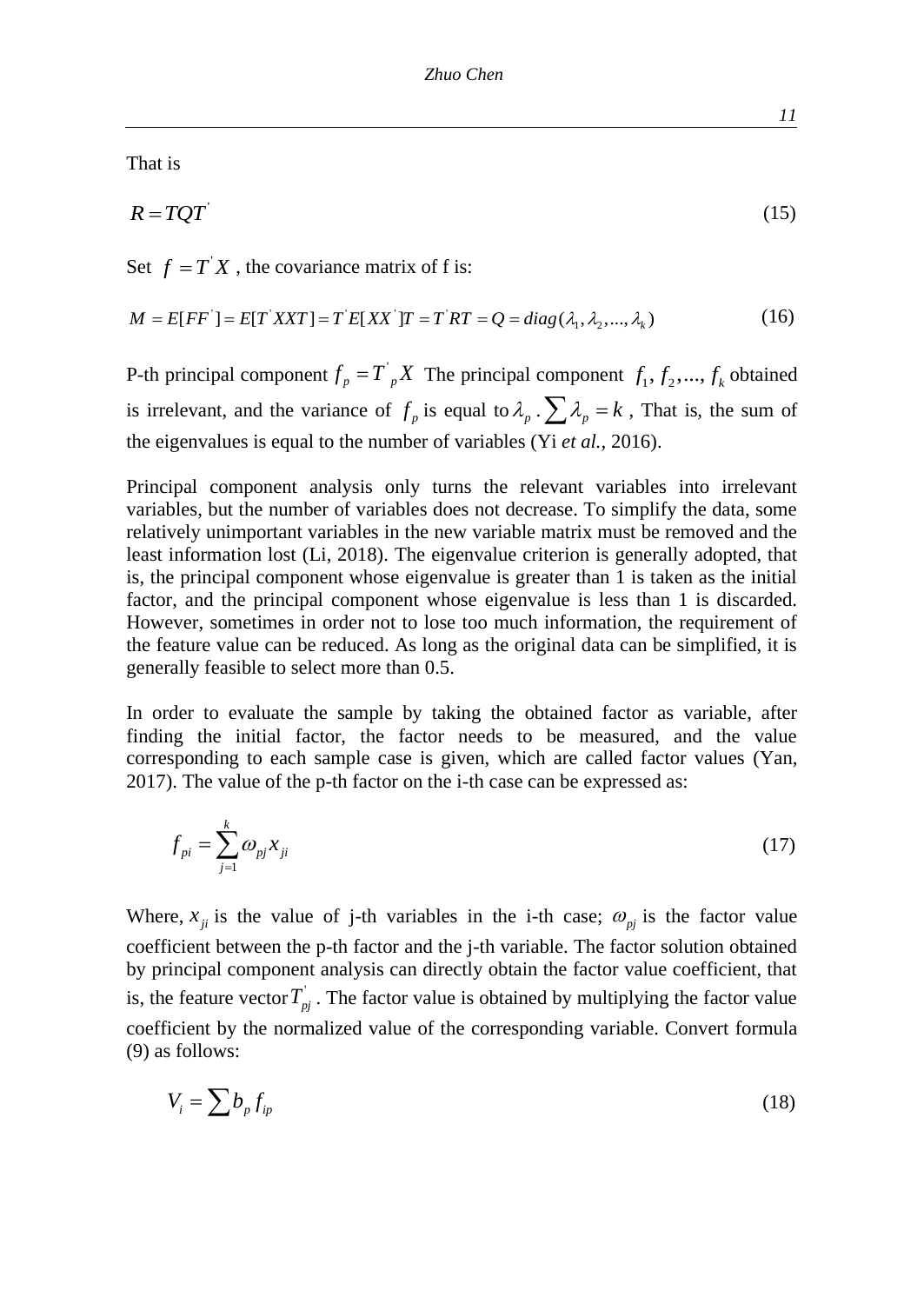That is

$$R = TQT^{'} \tag{15}$$

Set $f = T^{'}X$ , the covariance matrix of f is:

$$M = E[FF^{'}] = E[T^{'}XXT] = T^{'}E[XX^{'}]T = T^{'}RT = Q = diag(\lambda_1, \lambda_2, ..., \lambda_k) \tag{16}$$

P-th principal component $f_p = T^{'}_{p}X$ The principal component $f_1, f_2, ..., f_k$ obtained is irrelevant, and the variance of $f_p$ is equal to $\lambda_p$ . $\sum \lambda_p = k$ , That is, the sum of the eigenvalues is equal to the number of variables (Yi *et al.*, 2016).

Principal component analysis only turns the relevant variables into irrelevant variables, but the number of variables does not decrease. To simplify the data, some relatively unimportant variables in the new variable matrix must be removed and the least information lost (Li, 2018). The eigenvalue criterion is generally adopted, that is, the principal component whose eigenvalue is greater than 1 is taken as the initial factor, and the principal component whose eigenvalue is less than 1 is discarded. However, sometimes in order not to lose too much information, the requirement of the feature value can be reduced. As long as the original data can be simplified, it is generally feasible to select more than 0.5.

In order to evaluate the sample by taking the obtained factor as variable, after finding the initial factor, the factor needs to be measured, and the value corresponding to each sample case is given, which are called factor values (Yan, 2017). The value of the p-th factor on the i-th case can be expressed as:

$$f_{pi} = \sum_{j=1}^{k} \omega_{pj} x_{ji} \tag{17}$$

Where, $x_{ji}$ is the value of j-th variables in the i-th case; $\omega_{pj}$ is the factor value coefficient between the p-th factor and the j-th variable. The factor solution obtained by principal component analysis can directly obtain the factor value coefficient, that is, the feature vector $T^{'}_{pj}$ . The factor value is obtained by multiplying the factor value coefficient by the normalized value of the corresponding variable. Convert formula (9) as follows:

$$V_i = \sum b_p f_{ip} \tag{18}$$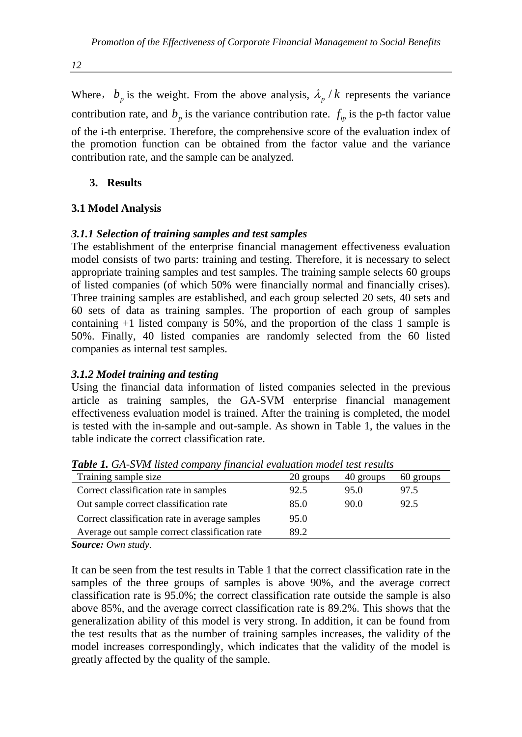Where, $b_p$ is the weight. From the above analysis, $\lambda_p / k$ represents the variance contribution rate, and $b_p$ is the variance contribution rate. $f_{ip}$ is the p-th factor value of the i-th enterprise. Therefore, the comprehensive score of the evaluation index of the promotion function can be obtained from the factor value and the variance contribution rate, and the sample can be analyzed.

## 3. Results

### 3.1 Model Analysis

#### *3.1.1 Selection of training samples and test samples*

The establishment of the enterprise financial management effectiveness evaluation model consists of two parts: training and testing. Therefore, it is necessary to select appropriate training samples and test samples. The training sample selects 60 groups of listed companies (of which 50% were financially normal and financially crises). Three training samples are established, and each group selected 20 sets, 40 sets and 60 sets of data as training samples. The proportion of each group of samples containing +1 listed company is 50%, and the proportion of the class 1 sample is 50%. Finally, 40 listed companies are randomly selected from the 60 listed companies as internal test samples.

#### *3.1.2 Model training and testing*

Using the financial data information of listed companies selected in the previous article as training samples, the GA-SVM enterprise financial management effectiveness evaluation model is trained. After the training is completed, the model is tested with the in-sample and out-sample. As shown in Table 1, the values in the table indicate the correct classification rate.

***Table 1.*** *GA-SVM listed company financial evaluation model test results*

| Training sample size | 20 groups | 40 groups | 60 groups |
|---|---|---|---|
| Correct classification rate in samples | 92.5 | 95.0 | 97.5 |
| Out sample correct classification rate | 85.0 | 90.0 | 92.5 |
| Correct classification rate in average samples | 95.0 | | |
| Average out sample correct classification rate | 89.2 | | |

***Source:*** *Own study.*

It can be seen from the test results in Table 1 that the correct classification rate in the samples of the three groups of samples is above 90%, and the average correct classification rate is 95.0%; the correct classification rate outside the sample is also above 85%, and the average correct classification rate is 89.2%. This shows that the generalization ability of this model is very strong. In addition, it can be found from the test results that as the number of training samples increases, the validity of the model increases correspondingly, which indicates that the validity of the model is greatly affected by the quality of the sample.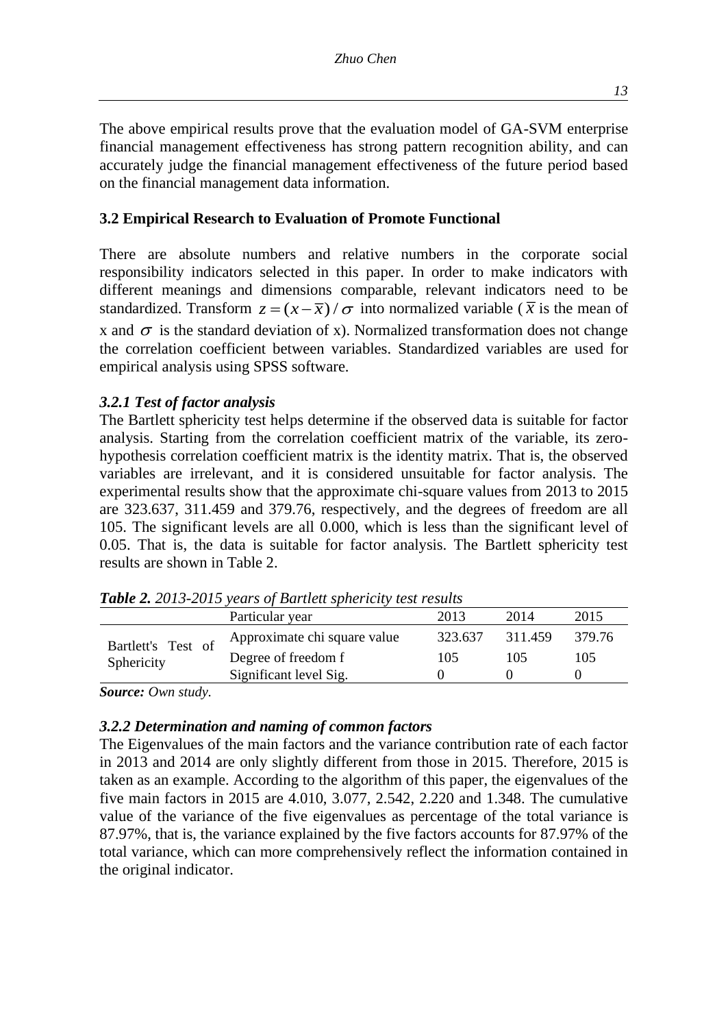The above empirical results prove that the evaluation model of GA-SVM enterprise financial management effectiveness has strong pattern recognition ability, and can accurately judge the financial management effectiveness of the future period based on the financial management data information.

### 3.2 Empirical Research to Evaluation of Promote Functional

There are absolute numbers and relative numbers in the corporate social responsibility indicators selected in this paper. In order to make indicators with different meanings and dimensions comparable, relevant indicators need to be standardized. Transform $z = (x - \overline{x}) / \sigma$ into normalized variable ($\overline{x}$ is the mean of x and $\sigma$ is the standard deviation of x). Normalized transformation does not change the correlation coefficient between variables. Standardized variables are used for empirical analysis using SPSS software.

#### *3.2.1 Test of factor analysis*

The Bartlett sphericity test helps determine if the observed data is suitable for factor analysis. Starting from the correlation coefficient matrix of the variable, its zero-hypothesis correlation coefficient matrix is the identity matrix. That is, the observed variables are irrelevant, and it is considered unsuitable for factor analysis. The experimental results show that the approximate chi-square values from 2013 to 2015 are 323.637, 311.459 and 379.76, respectively, and the degrees of freedom are all 105. The significant levels are all 0.000, which is less than the significant level of 0.05. That is, the data is suitable for factor analysis. The Bartlett sphericity test results are shown in Table 2.

***Table 2.*** *2013-2015 years of Bartlett sphericity test results*

| | Particular year | 2013 | 2014 | 2015 |
|---|---|---|---|---|
| Bartlett's Test of Sphericity | Approximate chi square value | 323.637 | 311.459 | 379.76 |
| | Degree of freedom f | 105 | 105 | 105 |
| | Significant level Sig. | 0 | 0 | 0 |

***Source:*** *Own study.*

#### *3.2.2 Determination and naming of common factors*

The Eigenvalues of the main factors and the variance contribution rate of each factor in 2013 and 2014 are only slightly different from those in 2015. Therefore, 2015 is taken as an example. According to the algorithm of this paper, the eigenvalues of the five main factors in 2015 are 4.010, 3.077, 2.542, 2.220 and 1.348. The cumulative value of the variance of the five eigenvalues as percentage of the total variance is 87.97%, that is, the variance explained by the five factors accounts for 87.97% of the total variance, which can more comprehensively reflect the information contained in the original indicator.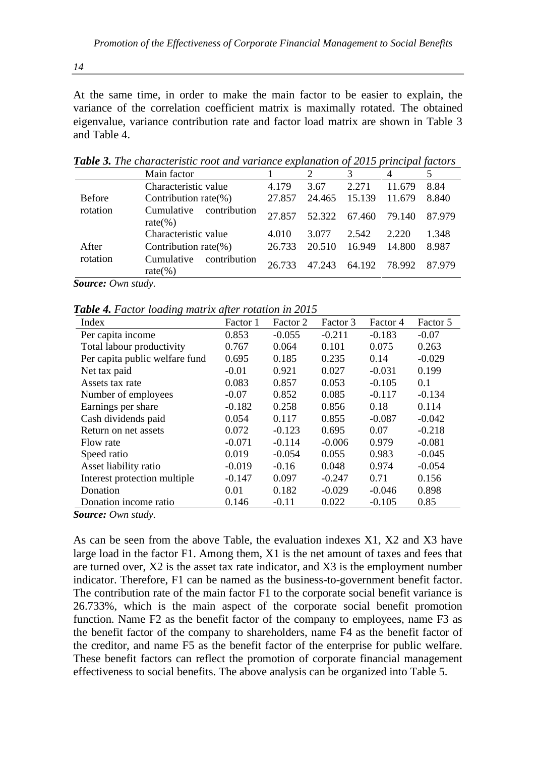At the same time, in order to make the main factor to be easier to explain, the variance of the correlation coefficient matrix is maximally rotated. The obtained eigenvalue, variance contribution rate and factor load matrix are shown in Table 3 and Table 4.

***Table 3.*** *The characteristic root and variance explanation of 2015 principal factors*

| | Main factor | 1 | 2 | 3 | 4 | 5 |
|---|---|---|---|---|---|---|
| Before rotation | Characteristic value | 4.179 | 3.67 | 2.271 | 11.679 | 8.84 |
| | Contribution rate(%) | 27.857 | 24.465 | 15.139 | 11.679 | 8.840 |
| | Cumulative contribution rate(%) | 27.857 | 52.322 | 67.460 | 79.140 | 87.979 |
| After rotation | Characteristic value | 4.010 | 3.077 | 2.542 | 2.220 | 1.348 |
| | Contribution rate(%) | 26.733 | 20.510 | 16.949 | 14.800 | 8.987 |
| | Cumulative contribution rate(%) | 26.733 | 47.243 | 64.192 | 78.992 | 87.979 |

***Source:*** *Own study.*

***Table 4.*** *Factor loading matrix after rotation in 2015*

| Index | Factor 1 | Factor 2 | Factor 3 | Factor 4 | Factor 5 |
|---|---|---|---|---|---|
| Per capita income | 0.853 | -0.055 | -0.211 | -0.183 | -0.07 |
| Total labour productivity | 0.767 | 0.064 | 0.101 | 0.075 | 0.263 |
| Per capita public welfare fund | 0.695 | 0.185 | 0.235 | 0.14 | -0.029 |
| Net tax paid | -0.01 | 0.921 | 0.027 | -0.031 | 0.199 |
| Assets tax rate | 0.083 | 0.857 | 0.053 | -0.105 | 0.1 |
| Number of employees | -0.07 | 0.852 | 0.085 | -0.117 | -0.134 |
| Earnings per share | -0.182 | 0.258 | 0.856 | 0.18 | 0.114 |
| Cash dividends paid | 0.054 | 0.117 | 0.855 | -0.087 | -0.042 |
| Return on net assets | 0.072 | -0.123 | 0.695 | 0.07 | -0.218 |
| Flow rate | -0.071 | -0.114 | -0.006 | 0.979 | -0.081 |
| Speed ratio | 0.019 | -0.054 | 0.055 | 0.983 | -0.045 |
| Asset liability ratio | -0.019 | -0.16 | 0.048 | 0.974 | -0.054 |
| Interest protection multiple | -0.147 | 0.097 | -0.247 | 0.71 | 0.156 |
| Donation | 0.01 | 0.182 | -0.029 | -0.046 | 0.898 |
| Donation income ratio | 0.146 | -0.11 | 0.022 | -0.105 | 0.85 |

***Source:*** *Own study.*

As can be seen from the above Table, the evaluation indexes X1, X2 and X3 have large load in the factor F1. Among them, X1 is the net amount of taxes and fees that are turned over, X2 is the asset tax rate indicator, and X3 is the employment number indicator. Therefore, F1 can be named as the business-to-government benefit factor. The contribution rate of the main factor F1 to the corporate social benefit variance is 26.733%, which is the main aspect of the corporate social benefit promotion function. Name F2 as the benefit factor of the company to employees, name F3 as the benefit factor of the company to shareholders, name F4 as the benefit factor of the creditor, and name F5 as the benefit factor of the enterprise for public welfare. These benefit factors can reflect the promotion of corporate financial management effectiveness to social benefits. The above analysis can be organized into Table 5.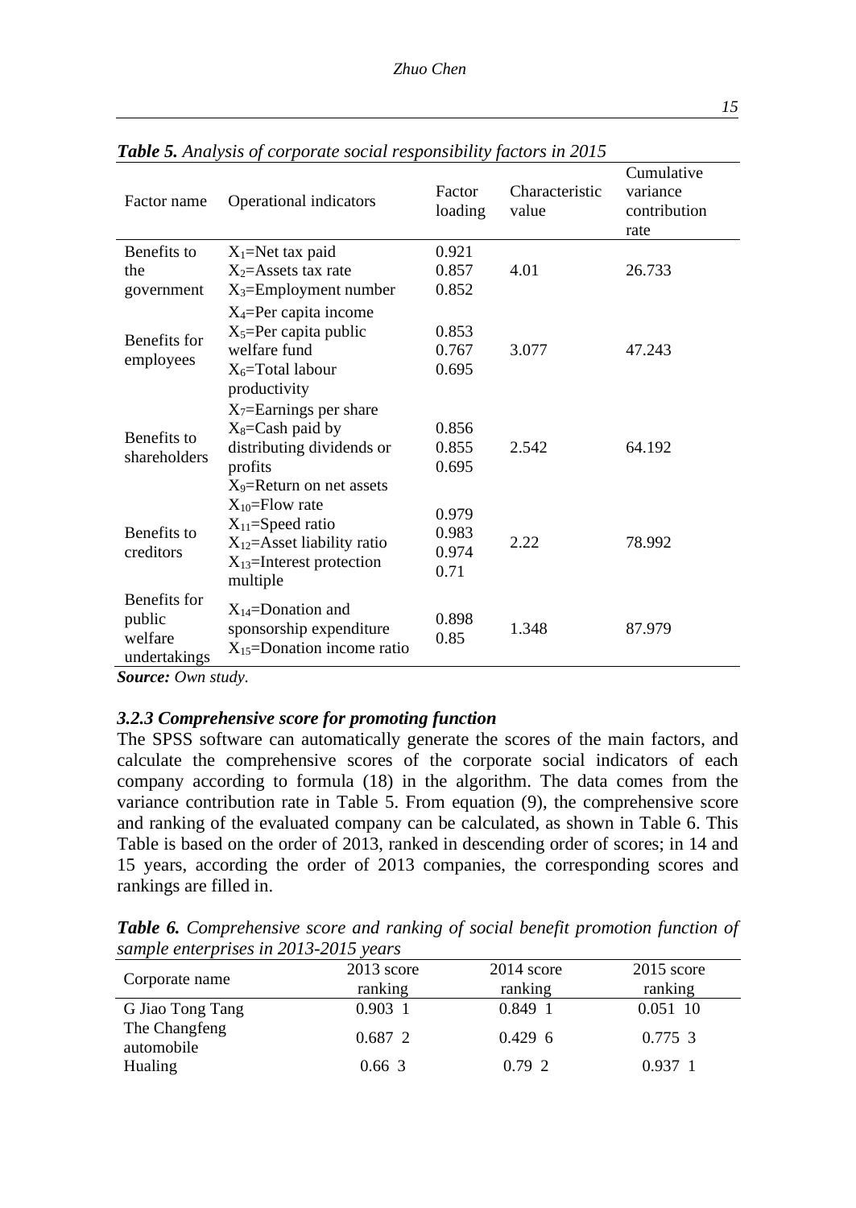***Table 5.*** *Analysis of corporate social responsibility factors in 2015*

| Factor name | Operational indicators | Factor loading | Characteristic value | Cumulative variance contribution rate |
|---|---|---|---|---|
| Benefits to the government | $X_1$=Net tax paid<br>$X_2$=Assets tax rate<br>$X_3$=Employment number | 0.921<br>0.857<br>0.852 | 4.01 | 26.733 |
| Benefits for employees | $X_4$=Per capita income<br>$X_5$=Per capita public welfare fund<br>$X_6$=Total labour productivity | 0.853<br>0.767<br>0.695 | 3.077 | 47.243 |
| Benefits to shareholders | $X_7$=Earnings per share<br>$X_8$=Cash paid by distributing dividends or profits<br>$X_9$=Return on net assets | 0.856<br>0.855<br>0.695 | 2.542 | 64.192 |
| Benefits to creditors | $X_{10}$=Flow rate<br>$X_{11}$=Speed ratio<br>$X_{12}$=Asset liability ratio<br>$X_{13}$=Interest protection multiple | 0.979<br>0.983<br>0.974<br>0.71 | 2.22 | 78.992 |
| Benefits for public welfare undertakings | $X_{14}$=Donation and sponsorship expenditure<br>$X_{15}$=Donation income ratio | 0.898<br>0.85 | 1.348 | 87.979 |

***Source:*** *Own study.*

### *3.2.3 Comprehensive score for promoting function*

The SPSS software can automatically generate the scores of the main factors, and calculate the comprehensive scores of the corporate social indicators of each company according to formula (18) in the algorithm. The data comes from the variance contribution rate in Table 5. From equation (9), the comprehensive score and ranking of the evaluated company can be calculated, as shown in Table 6. This Table is based on the order of 2013, ranked in descending order of scores; in 14 and 15 years, according the order of 2013 companies, the corresponding scores and rankings are filled in.

***Table 6.*** *Comprehensive score and ranking of social benefit promotion function of sample enterprises in 2013-2015 years*

| Corporate name | 2013 score ranking | 2014 score ranking | 2015 score ranking |
|---|---|---|---|
| G Jiao Tong Tang | 0.903 1 | 0.849 1 | 0.051 10 |
| The Changfeng automobile | 0.687 2 | 0.429 6 | 0.775 3 |
| Hualing | 0.66 3 | 0.79 2 | 0.937 1 |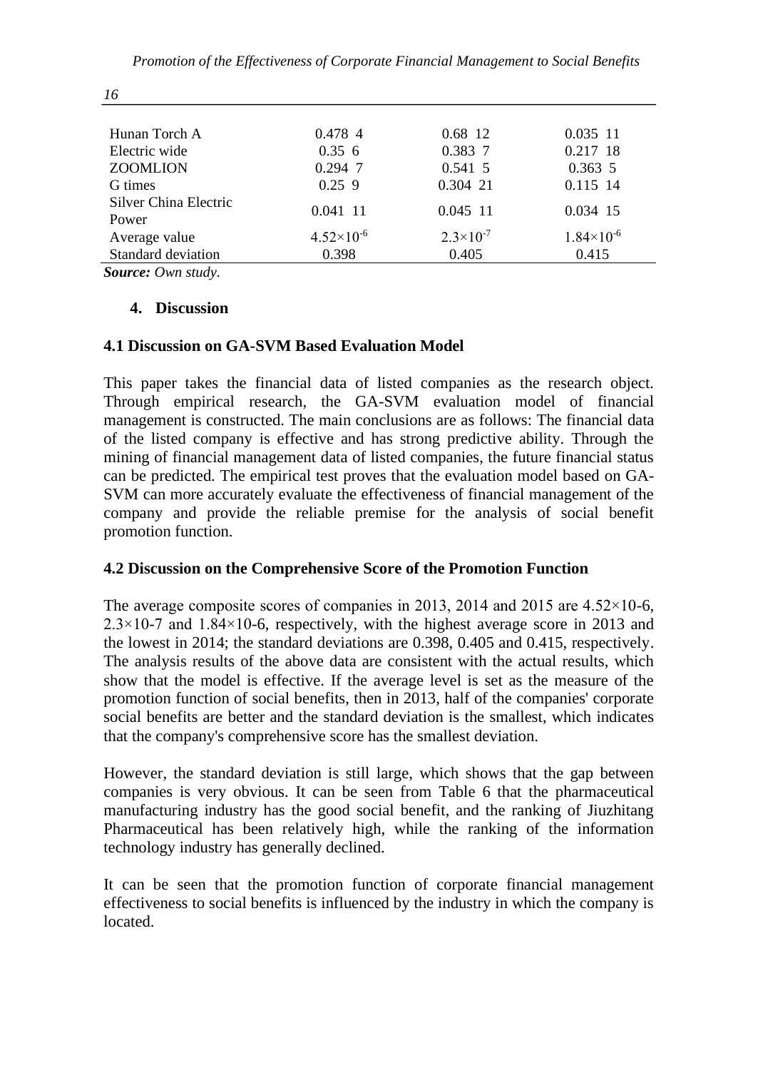| | | | |
|---|---|---|---|
| Hunan Torch A | 0.478 4 | 0.68 12 | 0.035 11 |
| Electric wide | 0.35 6 | 0.383 7 | 0.217 18 |
| ZOOMLION | 0.294 7 | 0.541 5 | 0.363 5 |
| G times | 0.25 9 | 0.304 21 | 0.115 14 |
| Silver China Electric Power | 0.041 11 | 0.045 11 | 0.034 15 |
| Average value | $4.52\times10^{-6}$ | $2.3\times10^{-7}$ | $1.84\times10^{-6}$ |
| Standard deviation | 0.398 | 0.405 | 0.415 |

***Source:*** *Own study.*

## 4. Discussion

### 4.1 Discussion on GA-SVM Based Evaluation Model

This paper takes the financial data of listed companies as the research object. Through empirical research, the GA-SVM evaluation model of financial management is constructed. The main conclusions are as follows: The financial data of the listed company is effective and has strong predictive ability. Through the mining of financial management data of listed companies, the future financial status can be predicted. The empirical test proves that the evaluation model based on GA-SVM can more accurately evaluate the effectiveness of financial management of the company and provide the reliable premise for the analysis of social benefit promotion function.

### 4.2 Discussion on the Comprehensive Score of the Promotion Function

The average composite scores of companies in 2013, 2014 and 2015 are 4.52×10-6, 2.3×10-7 and 1.84×10-6, respectively, with the highest average score in 2013 and the lowest in 2014; the standard deviations are 0.398, 0.405 and 0.415, respectively. The analysis results of the above data are consistent with the actual results, which show that the model is effective. If the average level is set as the measure of the promotion function of social benefits, then in 2013, half of the companies' corporate social benefits are better and the standard deviation is the smallest, which indicates that the company's comprehensive score has the smallest deviation.

However, the standard deviation is still large, which shows that the gap between companies is very obvious. It can be seen from Table 6 that the pharmaceutical manufacturing industry has the good social benefit, and the ranking of Jiuzhitang Pharmaceutical has been relatively high, while the ranking of the information technology industry has generally declined.

It can be seen that the promotion function of corporate financial management effectiveness to social benefits is influenced by the industry in which the company is located.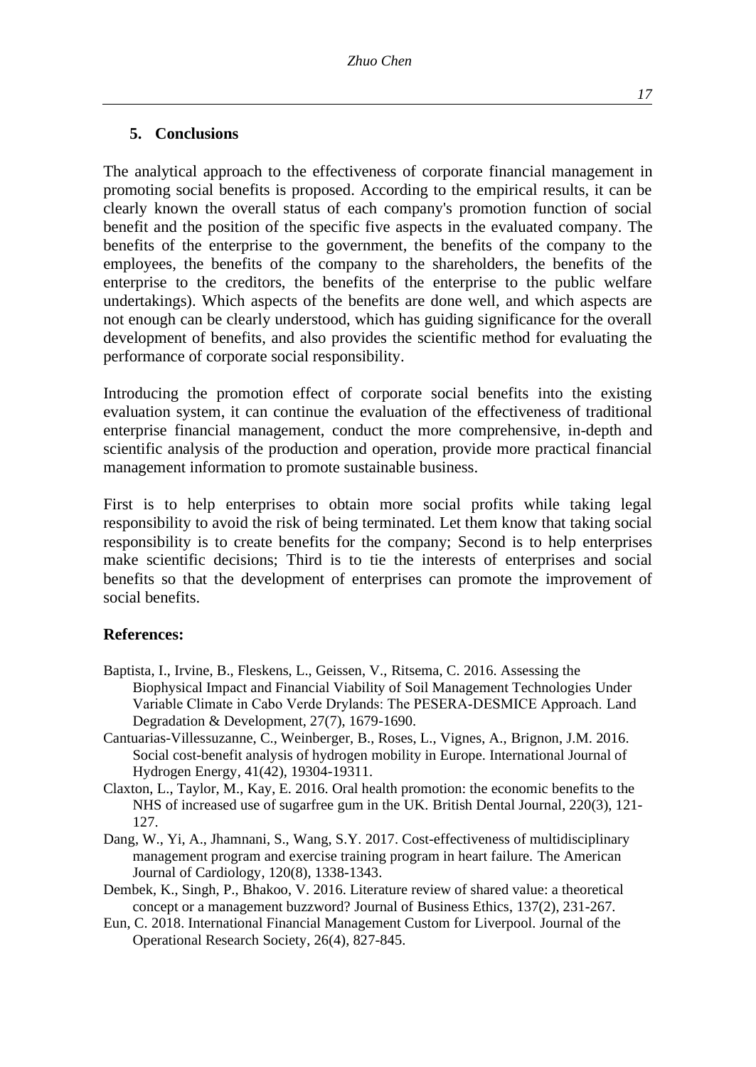## 5. Conclusions

The analytical approach to the effectiveness of corporate financial management in promoting social benefits is proposed. According to the empirical results, it can be clearly known the overall status of each company's promotion function of social benefit and the position of the specific five aspects in the evaluated company. The benefits of the enterprise to the government, the benefits of the company to the employees, the benefits of the company to the shareholders, the benefits of the enterprise to the creditors, the benefits of the enterprise to the public welfare undertakings). Which aspects of the benefits are done well, and which aspects are not enough can be clearly understood, which has guiding significance for the overall development of benefits, and also provides the scientific method for evaluating the performance of corporate social responsibility.

Introducing the promotion effect of corporate social benefits into the existing evaluation system, it can continue the evaluation of the effectiveness of traditional enterprise financial management, conduct the more comprehensive, in-depth and scientific analysis of the production and operation, provide more practical financial management information to promote sustainable business.

First is to help enterprises to obtain more social profits while taking legal responsibility to avoid the risk of being terminated. Let them know that taking social responsibility is to create benefits for the company; Second is to help enterprises make scientific decisions; Third is to tie the interests of enterprises and social benefits so that the development of enterprises can promote the improvement of social benefits.

### References:

Baptista, I., Irvine, B., Fleskens, L., Geissen, V., Ritsema, C. 2016. Assessing the Biophysical Impact and Financial Viability of Soil Management Technologies Under Variable Climate in Cabo Verde Drylands: The PESERA-DESMICE Approach. Land Degradation & Development, 27(7), 1679-1690.

Cantuarias-Villessuzanne, C., Weinberger, B., Roses, L., Vignes, A., Brignon, J.M. 2016. Social cost-benefit analysis of hydrogen mobility in Europe. International Journal of Hydrogen Energy, 41(42), 19304-19311.

Claxton, L., Taylor, M., Kay, E. 2016. Oral health promotion: the economic benefits to the NHS of increased use of sugarfree gum in the UK. British Dental Journal, 220(3), 121-127.

Dang, W., Yi, A., Jhamnani, S., Wang, S.Y. 2017. Cost-effectiveness of multidisciplinary management program and exercise training program in heart failure. The American Journal of Cardiology, 120(8), 1338-1343.

Dembek, K., Singh, P., Bhakoo, V. 2016. Literature review of shared value: a theoretical concept or a management buzzword? Journal of Business Ethics, 137(2), 231-267.

Eun, C. 2018. International Financial Management Custom for Liverpool. Journal of the Operational Research Society, 26(4), 827-845.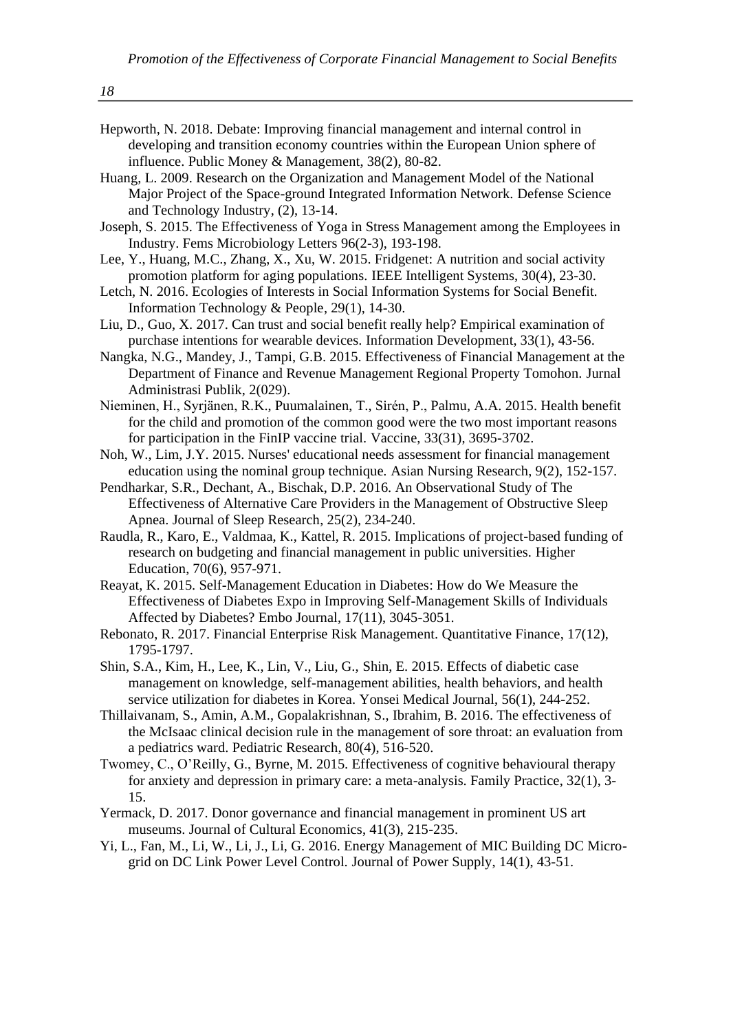Hepworth, N. 2018. Debate: Improving financial management and internal control in developing and transition economy countries within the European Union sphere of influence. Public Money & Management, 38(2), 80-82.

Huang, L. 2009. Research on the Organization and Management Model of the National Major Project of the Space-ground Integrated Information Network. Defense Science and Technology Industry, (2), 13-14.

Joseph, S. 2015. The Effectiveness of Yoga in Stress Management among the Employees in Industry. Fems Microbiology Letters 96(2-3), 193-198.

Lee, Y., Huang, M.C., Zhang, X., Xu, W. 2015. Fridgenet: A nutrition and social activity promotion platform for aging populations. IEEE Intelligent Systems, 30(4), 23-30.

Letch, N. 2016. Ecologies of Interests in Social Information Systems for Social Benefit. Information Technology & People, 29(1), 14-30.

Liu, D., Guo, X. 2017. Can trust and social benefit really help? Empirical examination of purchase intentions for wearable devices. Information Development, 33(1), 43-56.

Nangka, N.G., Mandey, J., Tampi, G.B. 2015. Effectiveness of Financial Management at the Department of Finance and Revenue Management Regional Property Tomohon. Jurnal Administrasi Publik, 2(029).

Nieminen, H., Syrjänen, R.K., Puumalainen, T., Sirén, P., Palmu, A.A. 2015. Health benefit for the child and promotion of the common good were the two most important reasons for participation in the FinIP vaccine trial. Vaccine, 33(31), 3695-3702.

Noh, W., Lim, J.Y. 2015. Nurses' educational needs assessment for financial management education using the nominal group technique. Asian Nursing Research, 9(2), 152-157.

Pendharkar, S.R., Dechant, A., Bischak, D.P. 2016. An Observational Study of The Effectiveness of Alternative Care Providers in the Management of Obstructive Sleep Apnea. Journal of Sleep Research, 25(2), 234-240.

Raudla, R., Karo, E., Valdmaa, K., Kattel, R. 2015. Implications of project-based funding of research on budgeting and financial management in public universities. Higher Education, 70(6), 957-971.

Reayat, K. 2015. Self-Management Education in Diabetes: How do We Measure the Effectiveness of Diabetes Expo in Improving Self-Management Skills of Individuals Affected by Diabetes? Embo Journal, 17(11), 3045-3051.

Rebonato, R. 2017. Financial Enterprise Risk Management. Quantitative Finance, 17(12), 1795-1797.

Shin, S.A., Kim, H., Lee, K., Lin, V., Liu, G., Shin, E. 2015. Effects of diabetic case management on knowledge, self-management abilities, health behaviors, and health service utilization for diabetes in Korea. Yonsei Medical Journal, 56(1), 244-252.

Thillaivanam, S., Amin, A.M., Gopalakrishnan, S., Ibrahim, B. 2016. The effectiveness of the McIsaac clinical decision rule in the management of sore throat: an evaluation from a pediatrics ward. Pediatric Research, 80(4), 516-520.

Twomey, C., O'Reilly, G., Byrne, M. 2015. Effectiveness of cognitive behavioural therapy for anxiety and depression in primary care: a meta-analysis. Family Practice, 32(1), 3-15.

Yermack, D. 2017. Donor governance and financial management in prominent US art museums. Journal of Cultural Economics, 41(3), 215-235.

Yi, L., Fan, M., Li, W., Li, J., Li, G. 2016. Energy Management of MIC Building DC Micro-grid on DC Link Power Level Control. Journal of Power Supply, 14(1), 43-51.